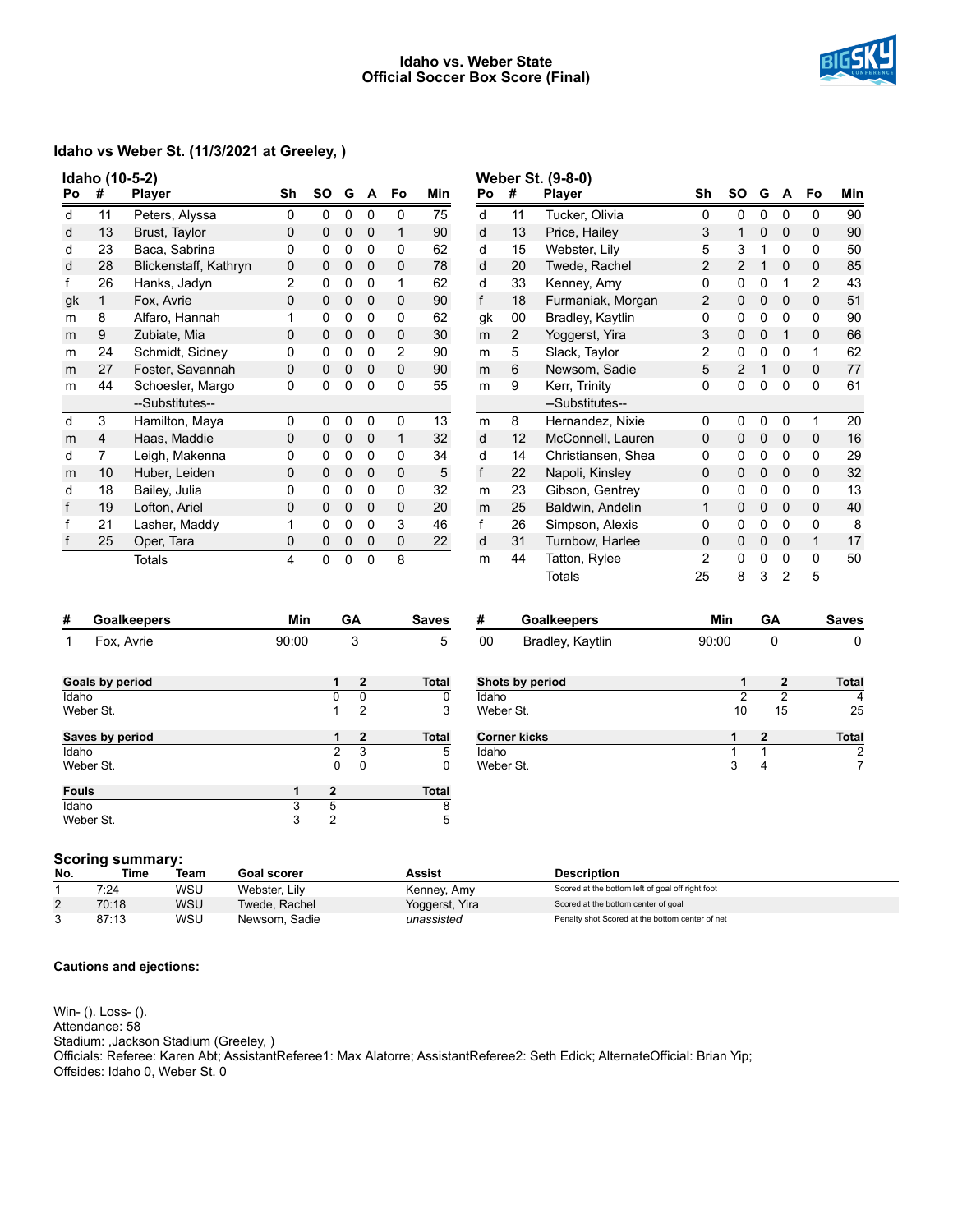# Idaho vs. Weber State
## Official Soccer Box Score (Final)

### Idaho vs Weber St. (11/3/2021 at Greeley, )

**Idaho (10-5-2)**

| Po | # | Player | Sh | SO | G | A | Fo | Min |
|---|---|---|---|---|---|---|---|---|
| d | 11 | Peters, Alyssa | 0 | 0 | 0 | 0 | 0 | 75 |
| d | 13 | Brust, Taylor | 0 | 0 | 0 | 0 | 1 | 90 |
| d | 23 | Baca, Sabrina | 0 | 0 | 0 | 0 | 0 | 62 |
| d | 28 | Blickenstaff, Kathryn | 0 | 0 | 0 | 0 | 0 | 78 |
| f | 26 | Hanks, Jadyn | 2 | 0 | 0 | 0 | 1 | 62 |
| gk | 1 | Fox, Avrie | 0 | 0 | 0 | 0 | 0 | 90 |
| m | 8 | Alfaro, Hannah | 1 | 0 | 0 | 0 | 0 | 62 |
| m | 9 | Zubiate, Mia | 0 | 0 | 0 | 0 | 0 | 30 |
| m | 24 | Schmidt, Sidney | 0 | 0 | 0 | 0 | 2 | 90 |
| m | 27 | Foster, Savannah | 0 | 0 | 0 | 0 | 0 | 90 |
| m | 44 | Schoesler, Margo | 0 | 0 | 0 | 0 | 0 | 55 |
| | | --Substitutes-- | | | | | | |
| d | 3 | Hamilton, Maya | 0 | 0 | 0 | 0 | 0 | 13 |
| m | 4 | Haas, Maddie | 0 | 0 | 0 | 0 | 1 | 32 |
| d | 7 | Leigh, Makenna | 0 | 0 | 0 | 0 | 0 | 34 |
| m | 10 | Huber, Leiden | 0 | 0 | 0 | 0 | 0 | 5 |
| d | 18 | Bailey, Julia | 0 | 0 | 0 | 0 | 0 | 32 |
| f | 19 | Lofton, Ariel | 0 | 0 | 0 | 0 | 0 | 20 |
| f | 21 | Lasher, Maddy | 1 | 0 | 0 | 0 | 3 | 46 |
| f | 25 | Oper, Tara | 0 | 0 | 0 | 0 | 0 | 22 |
| | | Totals | 4 | 0 | 0 | 0 | 8 | |

**Weber St. (9-8-0)**

| Po | # | Player | Sh | SO | G | A | Fo | Min |
|---|---|---|---|---|---|---|---|---|
| d | 11 | Tucker, Olivia | 0 | 0 | 0 | 0 | 0 | 90 |
| d | 13 | Price, Hailey | 3 | 1 | 0 | 0 | 0 | 90 |
| d | 15 | Webster, Lily | 5 | 3 | 1 | 0 | 0 | 50 |
| d | 20 | Twede, Rachel | 2 | 2 | 1 | 0 | 0 | 85 |
| d | 33 | Kenney, Amy | 0 | 0 | 0 | 1 | 2 | 43 |
| f | 18 | Furmaniak, Morgan | 2 | 0 | 0 | 0 | 0 | 51 |
| gk | 00 | Bradley, Kaytlin | 0 | 0 | 0 | 0 | 0 | 90 |
| m | 2 | Yoggerst, Yira | 3 | 0 | 0 | 1 | 0 | 66 |
| m | 5 | Slack, Taylor | 2 | 0 | 0 | 0 | 1 | 62 |
| m | 6 | Newsom, Sadie | 5 | 2 | 1 | 0 | 0 | 77 |
| m | 9 | Kerr, Trinity | 0 | 0 | 0 | 0 | 0 | 61 |
| | | --Substitutes-- | | | | | | |
| m | 8 | Hernandez, Nixie | 0 | 0 | 0 | 0 | 1 | 20 |
| d | 12 | McConnell, Lauren | 0 | 0 | 0 | 0 | 0 | 16 |
| d | 14 | Christiansen, Shea | 0 | 0 | 0 | 0 | 0 | 29 |
| f | 22 | Napoli, Kinsley | 0 | 0 | 0 | 0 | 0 | 32 |
| m | 23 | Gibson, Gentrey | 0 | 0 | 0 | 0 | 0 | 13 |
| m | 25 | Baldwin, Andelin | 1 | 0 | 0 | 0 | 0 | 40 |
| f | 26 | Simpson, Alexis | 0 | 0 | 0 | 0 | 0 | 8 |
| d | 31 | Turnbow, Harlee | 0 | 0 | 0 | 0 | 1 | 17 |
| m | 44 | Tatton, Rylee | 2 | 0 | 0 | 0 | 0 | 50 |
| | | Totals | 25 | 8 | 3 | 2 | 5 | |

| # | Goalkeepers | Min | GA | Saves |
|---|---|---|---|---|
| 1 | Fox, Avrie | 90:00 | 3 | 5 |

| # | Goalkeepers | Min | GA | Saves |
|---|---|---|---|---|
| 00 | Bradley, Kaytlin | 90:00 | 0 | 0 |

| Goals by period | 1 | 2 | Total |
|---|---|---|---|
| Idaho | 0 | 0 | 0 |
| Weber St. | 1 | 2 | 3 |

| Shots by period | 1 | 2 | Total |
|---|---|---|---|
| Idaho | 2 | 2 | 4 |
| Weber St. | 10 | 15 | 25 |

| Saves by period | 1 | 2 | Total |
|---|---|---|---|
| Idaho | 2 | 3 | 5 |
| Weber St. | 0 | 0 | 0 |

| Corner kicks | 1 | 2 | Total |
|---|---|---|---|
| Idaho | 1 | 1 | 2 |
| Weber St. | 3 | 4 | 7 |

| Fouls | 1 | 2 | Total |
|---|---|---|---|
| Idaho | 3 | 5 | 8 |
| Weber St. | 3 | 2 | 5 |

### Scoring summary:

| No. | Time | Team | Goal scorer | Assist | Description |
|---|---|---|---|---|---|
| 1 | 7:24 | WSU | Webster, Lily | Kenney, Amy | Scored at the bottom left of goal off right foot |
| 2 | 70:18 | WSU | Twede, Rachel | Yoggerst, Yira | Scored at the bottom center of goal |
| 3 | 87:13 | WSU | Newsom, Sadie | *unassisted* | Penalty shot Scored at the bottom center of net |

**Cautions and ejections:**

Win- (). Loss- ().
Attendance: 58
Stadium: ,Jackson Stadium (Greeley, )
Officials: Referee: Karen Abt; AssistantReferee1: Max Alatorre; AssistantReferee2: Seth Edick; AlternateOfficial: Brian Yip;
Offsides: Idaho 0, Weber St. 0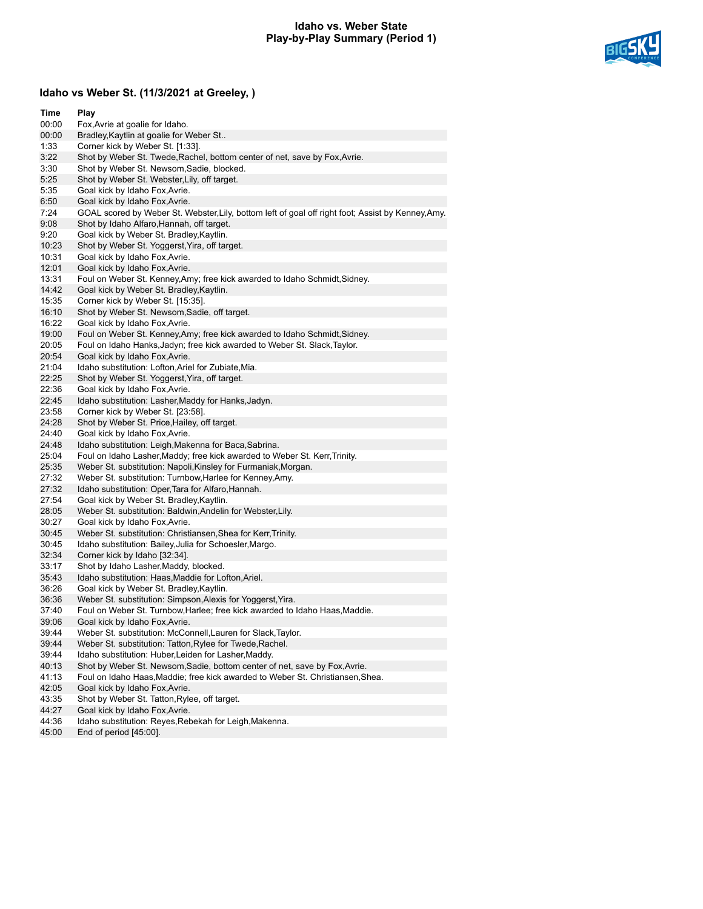# Idaho vs. Weber State
## Play-by-Play Summary (Period 1)

### Idaho vs Weber St. (11/3/2021 at Greeley, )

| Time | Play |
|---|---|
| 00:00 | Fox,Avrie at goalie for Idaho. |
| 00:00 | Bradley,Kaytlin at goalie for Weber St.. |
| 1:33 | Corner kick by Weber St. [1:33]. |
| 3:22 | Shot by Weber St. Twede,Rachel, bottom center of net, save by Fox,Avrie. |
| 3:30 | Shot by Weber St. Newsom,Sadie, blocked. |
| 5:25 | Shot by Weber St. Webster,Lily, off target. |
| 5:35 | Goal kick by Idaho Fox,Avrie. |
| 6:50 | Goal kick by Idaho Fox,Avrie. |
| 7:24 | GOAL scored by Weber St. Webster,Lily, bottom left of goal off right foot; Assist by Kenney,Amy. |
| 9:08 | Shot by Idaho Alfaro,Hannah, off target. |
| 9:20 | Goal kick by Weber St. Bradley,Kaytlin. |
| 10:23 | Shot by Weber St. Yoggerst,Yira, off target. |
| 10:31 | Goal kick by Idaho Fox,Avrie. |
| 12:01 | Goal kick by Idaho Fox,Avrie. |
| 13:31 | Foul on Weber St. Kenney,Amy; free kick awarded to Idaho Schmidt,Sidney. |
| 14:42 | Goal kick by Weber St. Bradley,Kaytlin. |
| 15:35 | Corner kick by Weber St. [15:35]. |
| 16:10 | Shot by Weber St. Newsom,Sadie, off target. |
| 16:22 | Goal kick by Idaho Fox,Avrie. |
| 19:00 | Foul on Weber St. Kenney,Amy; free kick awarded to Idaho Schmidt,Sidney. |
| 20:05 | Foul on Idaho Hanks,Jadyn; free kick awarded to Weber St. Slack,Taylor. |
| 20:54 | Goal kick by Idaho Fox,Avrie. |
| 21:04 | Idaho substitution: Lofton,Ariel for Zubiate,Mia. |
| 22:25 | Shot by Weber St. Yoggerst,Yira, off target. |
| 22:36 | Goal kick by Idaho Fox,Avrie. |
| 22:45 | Idaho substitution: Lasher,Maddy for Hanks,Jadyn. |
| 23:58 | Corner kick by Weber St. [23:58]. |
| 24:28 | Shot by Weber St. Price,Hailey, off target. |
| 24:40 | Goal kick by Idaho Fox,Avrie. |
| 24:48 | Idaho substitution: Leigh,Makenna for Baca,Sabrina. |
| 25:04 | Foul on Idaho Lasher,Maddy; free kick awarded to Weber St. Kerr,Trinity. |
| 25:35 | Weber St. substitution: Napoli,Kinsley for Furmaniak,Morgan. |
| 27:32 | Weber St. substitution: Turnbow,Harlee for Kenney,Amy. |
| 27:32 | Idaho substitution: Oper,Tara for Alfaro,Hannah. |
| 27:54 | Goal kick by Weber St. Bradley,Kaytlin. |
| 28:05 | Weber St. substitution: Baldwin,Andelin for Webster,Lily. |
| 30:27 | Goal kick by Idaho Fox,Avrie. |
| 30:45 | Weber St. substitution: Christiansen,Shea for Kerr,Trinity. |
| 30:45 | Idaho substitution: Bailey,Julia for Schoesler,Margo. |
| 32:34 | Corner kick by Idaho [32:34]. |
| 33:17 | Shot by Idaho Lasher,Maddy, blocked. |
| 35:43 | Idaho substitution: Haas,Maddie for Lofton,Ariel. |
| 36:26 | Goal kick by Weber St. Bradley,Kaytlin. |
| 36:36 | Weber St. substitution: Simpson,Alexis for Yoggerst,Yira. |
| 37:40 | Foul on Weber St. Turnbow,Harlee; free kick awarded to Idaho Haas,Maddie. |
| 39:06 | Goal kick by Idaho Fox,Avrie. |
| 39:44 | Weber St. substitution: McConnell,Lauren for Slack,Taylor. |
| 39:44 | Weber St. substitution: Tatton,Rylee for Twede,Rachel. |
| 39:44 | Idaho substitution: Huber,Leiden for Lasher,Maddy. |
| 40:13 | Shot by Weber St. Newsom,Sadie, bottom center of net, save by Fox,Avrie. |
| 41:13 | Foul on Idaho Haas,Maddie; free kick awarded to Weber St. Christiansen,Shea. |
| 42:05 | Goal kick by Idaho Fox,Avrie. |
| 43:35 | Shot by Weber St. Tatton,Rylee, off target. |
| 44:27 | Goal kick by Idaho Fox,Avrie. |
| 44:36 | Idaho substitution: Reyes,Rebekah for Leigh,Makenna. |
| 45:00 | End of period [45:00]. |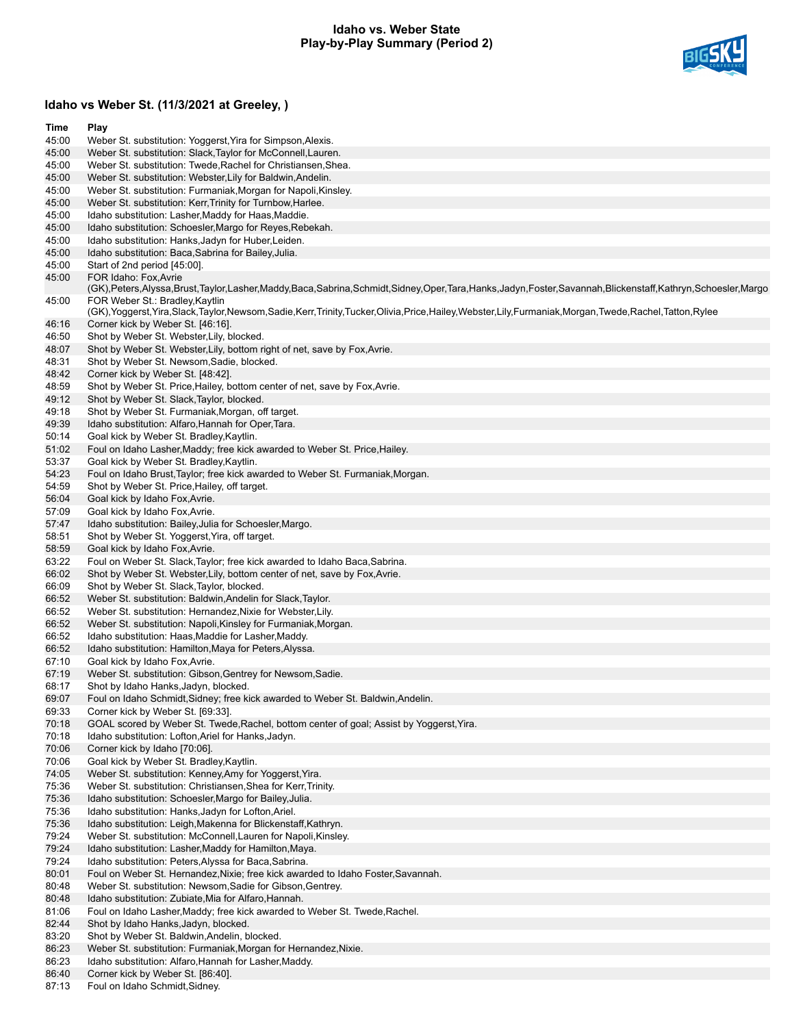# Idaho vs. Weber State
## Play-by-Play Summary (Period 2)

### Idaho vs Weber St. (11/3/2021 at Greeley, )

| Time | Play |
|---|---|
| 45:00 | Weber St. substitution: Yoggerst,Yira for Simpson,Alexis. |
| 45:00 | Weber St. substitution: Slack,Taylor for McConnell,Lauren. |
| 45:00 | Weber St. substitution: Twede,Rachel for Christiansen,Shea. |
| 45:00 | Weber St. substitution: Webster,Lily for Baldwin,Andelin. |
| 45:00 | Weber St. substitution: Furmaniak,Morgan for Napoli,Kinsley. |
| 45:00 | Weber St. substitution: Kerr,Trinity for Turnbow,Harlee. |
| 45:00 | Idaho substitution: Lasher,Maddy for Haas,Maddie. |
| 45:00 | Idaho substitution: Schoesler,Margo for Reyes,Rebekah. |
| 45:00 | Idaho substitution: Hanks,Jadyn for Huber,Leiden. |
| 45:00 | Idaho substitution: Baca,Sabrina for Bailey,Julia. |
| 45:00 | Start of 2nd period [45:00]. |
| 45:00 | FOR Idaho: Fox,Avrie (GK),Peters,Alyssa,Brust,Taylor,Lasher,Maddy,Baca,Sabrina,Schmidt,Sidney,Oper,Tara,Hanks,Jadyn,Foster,Savannah,Blickenstaff,Kathryn,Schoesler,Margo |
| 45:00 | FOR Weber St.: Bradley,Kaytlin (GK),Yoggerst,Yira,Slack,Taylor,Newsom,Sadie,Kerr,Trinity,Tucker,Olivia,Price,Hailey,Webster,Lily,Furmaniak,Morgan,Twede,Rachel,Tatton,Rylee |
| 46:16 | Corner kick by Weber St. [46:16]. |
| 46:50 | Shot by Weber St. Webster,Lily, blocked. |
| 48:07 | Shot by Weber St. Webster,Lily, bottom right of net, save by Fox,Avrie. |
| 48:31 | Shot by Weber St. Newsom,Sadie, blocked. |
| 48:42 | Corner kick by Weber St. [48:42]. |
| 48:59 | Shot by Weber St. Price,Hailey, bottom center of net, save by Fox,Avrie. |
| 49:12 | Shot by Weber St. Slack,Taylor, blocked. |
| 49:18 | Shot by Weber St. Furmaniak,Morgan, off target. |
| 49:39 | Idaho substitution: Alfaro,Hannah for Oper,Tara. |
| 50:14 | Goal kick by Weber St. Bradley,Kaytlin. |
| 51:02 | Foul on Idaho Lasher,Maddy; free kick awarded to Weber St. Price,Hailey. |
| 53:37 | Goal kick by Weber St. Bradley,Kaytlin. |
| 54:23 | Foul on Idaho Brust,Taylor; free kick awarded to Weber St. Furmaniak,Morgan. |
| 54:59 | Shot by Weber St. Price,Hailey, off target. |
| 56:04 | Goal kick by Idaho Fox,Avrie. |
| 57:09 | Goal kick by Idaho Fox,Avrie. |
| 57:47 | Idaho substitution: Bailey,Julia for Schoesler,Margo. |
| 58:51 | Shot by Weber St. Yoggerst,Yira, off target. |
| 58:59 | Goal kick by Idaho Fox,Avrie. |
| 63:22 | Foul on Weber St. Slack,Taylor; free kick awarded to Idaho Baca,Sabrina. |
| 66:02 | Shot by Weber St. Webster,Lily, bottom center of net, save by Fox,Avrie. |
| 66:09 | Shot by Weber St. Slack,Taylor, blocked. |
| 66:52 | Weber St. substitution: Baldwin,Andelin for Slack,Taylor. |
| 66:52 | Weber St. substitution: Hernandez,Nixie for Webster,Lily. |
| 66:52 | Weber St. substitution: Napoli,Kinsley for Furmaniak,Morgan. |
| 66:52 | Idaho substitution: Haas,Maddie for Lasher,Maddy. |
| 66:52 | Idaho substitution: Hamilton,Maya for Peters,Alyssa. |
| 67:10 | Goal kick by Idaho Fox,Avrie. |
| 67:19 | Weber St. substitution: Gibson,Gentrey for Newsom,Sadie. |
| 68:17 | Shot by Idaho Hanks,Jadyn, blocked. |
| 69:07 | Foul on Idaho Schmidt,Sidney; free kick awarded to Weber St. Baldwin,Andelin. |
| 69:33 | Corner kick by Weber St. [69:33]. |
| 70:18 | GOAL scored by Weber St. Twede,Rachel, bottom center of goal; Assist by Yoggerst,Yira. |
| 70:18 | Idaho substitution: Lofton,Ariel for Hanks,Jadyn. |
| 70:06 | Corner kick by Idaho [70:06]. |
| 70:06 | Goal kick by Weber St. Bradley,Kaytlin. |
| 74:05 | Weber St. substitution: Kenney,Amy for Yoggerst,Yira. |
| 75:36 | Weber St. substitution: Christiansen,Shea for Kerr,Trinity. |
| 75:36 | Idaho substitution: Schoesler,Margo for Bailey,Julia. |
| 75:36 | Idaho substitution: Hanks,Jadyn for Lofton,Ariel. |
| 75:36 | Idaho substitution: Leigh,Makenna for Blickenstaff,Kathryn. |
| 79:24 | Weber St. substitution: McConnell,Lauren for Napoli,Kinsley. |
| 79:24 | Idaho substitution: Lasher,Maddy for Hamilton,Maya. |
| 79:24 | Idaho substitution: Peters,Alyssa for Baca,Sabrina. |
| 80:01 | Foul on Weber St. Hernandez,Nixie; free kick awarded to Idaho Foster,Savannah. |
| 80:48 | Weber St. substitution: Newsom,Sadie for Gibson,Gentrey. |
| 80:48 | Idaho substitution: Zubiate,Mia for Alfaro,Hannah. |
| 81:06 | Foul on Idaho Lasher,Maddy; free kick awarded to Weber St. Twede,Rachel. |
| 82:44 | Shot by Idaho Hanks,Jadyn, blocked. |
| 83:20 | Shot by Weber St. Baldwin,Andelin, blocked. |
| 86:23 | Weber St. substitution: Furmaniak,Morgan for Hernandez,Nixie. |
| 86:23 | Idaho substitution: Alfaro,Hannah for Lasher,Maddy. |
| 86:40 | Corner kick by Weber St. [86:40]. |
| 87:13 | Foul on Idaho Schmidt,Sidney. |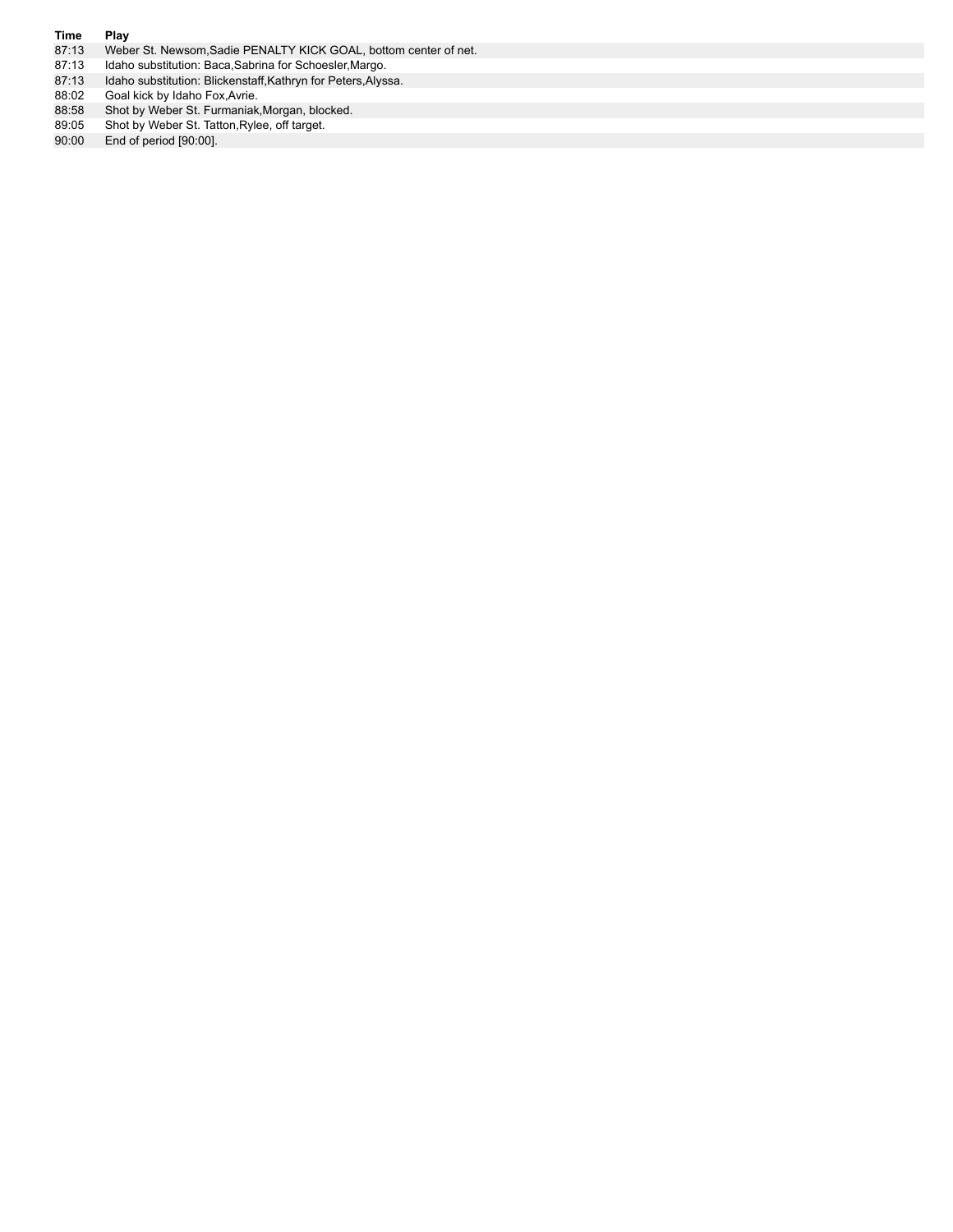| Time | Play |
| --- | --- |
| 87:13 | Weber St. Newsom,Sadie PENALTY KICK GOAL, bottom center of net. |
| 87:13 | Idaho substitution: Baca,Sabrina for Schoesler,Margo. |
| 87:13 | Idaho substitution: Blickenstaff,Kathryn for Peters,Alyssa. |
| 88:02 | Goal kick by Idaho Fox,Avrie. |
| 88:58 | Shot by Weber St. Furmaniak,Morgan, blocked. |
| 89:05 | Shot by Weber St. Tatton,Rylee, off target. |
| 90:00 | End of period [90:00]. |